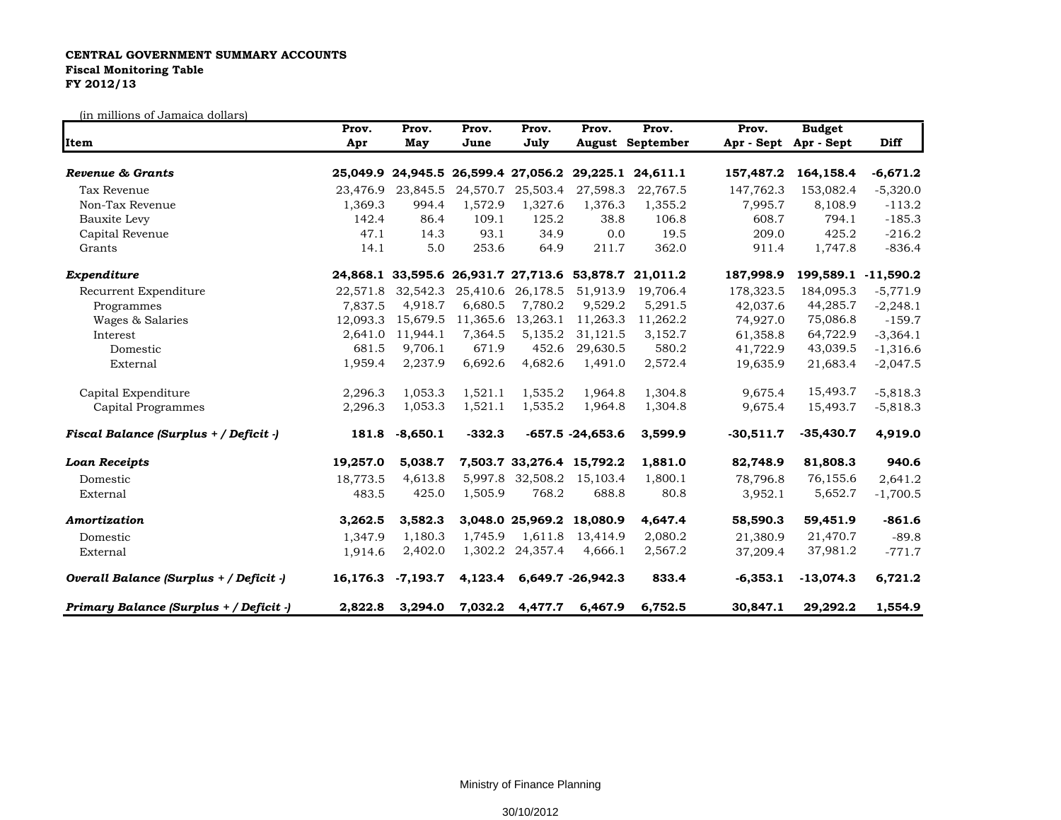**CENTRAL GOVERNMENT SUMMARY ACCOUNTS**
**Fiscal Monitoring Table**
**FY 2012/13**

(in millions of Jamaica dollars)

| Item | Prov. Apr | Prov. May | Prov. June | Prov. July | Prov. August | Prov. September | Prov. Apr - Sept | Budget Apr - Sept | Diff |
|---|---|---|---|---|---|---|---|---|---|
| ***Revenue & Grants*** | **25,049.9** | **24,945.5** | **26,599.4** | **27,056.2** | **29,225.1** | **24,611.1** | **157,487.2** | **164,158.4** | **-6,671.2** |
| Tax Revenue | 23,476.9 | 23,845.5 | 24,570.7 | 25,503.4 | 27,598.3 | 22,767.5 | 147,762.3 | 153,082.4 | -5,320.0 |
| Non-Tax Revenue | 1,369.3 | 994.4 | 1,572.9 | 1,327.6 | 1,376.3 | 1,355.2 | 7,995.7 | 8,108.9 | -113.2 |
| Bauxite Levy | 142.4 | 86.4 | 109.1 | 125.2 | 38.8 | 106.8 | 608.7 | 794.1 | -185.3 |
| Capital Revenue | 47.1 | 14.3 | 93.1 | 34.9 | 0.0 | 19.5 | 209.0 | 425.2 | -216.2 |
| Grants | 14.1 | 5.0 | 253.6 | 64.9 | 211.7 | 362.0 | 911.4 | 1,747.8 | -836.4 |
| ***Expenditure*** | **24,868.1** | **33,595.6** | **26,931.7** | **27,713.6** | **53,878.7** | **21,011.2** | **187,998.9** | **199,589.1** | **-11,590.2** |
| Recurrent Expenditure | 22,571.8 | 32,542.3 | 25,410.6 | 26,178.5 | 51,913.9 | 19,706.4 | 178,323.5 | 184,095.3 | -5,771.9 |
| Programmes | 7,837.5 | 4,918.7 | 6,680.5 | 7,780.2 | 9,529.2 | 5,291.5 | 42,037.6 | 44,285.7 | -2,248.1 |
| Wages & Salaries | 12,093.3 | 15,679.5 | 11,365.6 | 13,263.1 | 11,263.3 | 11,262.2 | 74,927.0 | 75,086.8 | -159.7 |
| Interest | 2,641.0 | 11,944.1 | 7,364.5 | 5,135.2 | 31,121.5 | 3,152.7 | 61,358.8 | 64,722.9 | -3,364.1 |
| Domestic | 681.5 | 9,706.1 | 671.9 | 452.6 | 29,630.5 | 580.2 | 41,722.9 | 43,039.5 | -1,316.6 |
| External | 1,959.4 | 2,237.9 | 6,692.6 | 4,682.6 | 1,491.0 | 2,572.4 | 19,635.9 | 21,683.4 | -2,047.5 |
| Capital Expenditure | 2,296.3 | 1,053.3 | 1,521.1 | 1,535.2 | 1,964.8 | 1,304.8 | 9,675.4 | 15,493.7 | -5,818.3 |
| Capital Programmes | 2,296.3 | 1,053.3 | 1,521.1 | 1,535.2 | 1,964.8 | 1,304.8 | 9,675.4 | 15,493.7 | -5,818.3 |
| ***Fiscal Balance (Surplus + / Deficit -)*** | **181.8** | **-8,650.1** | **-332.3** | **-657.5** | **-24,653.6** | **3,599.9** | **-30,511.7** | **-35,430.7** | **4,919.0** |
| ***Loan Receipts*** | **19,257.0** | **5,038.7** | **7,503.7** | **33,276.4** | **15,792.2** | **1,881.0** | **82,748.9** | **81,808.3** | **940.6** |
| Domestic | 18,773.5 | 4,613.8 | 5,997.8 | 32,508.2 | 15,103.4 | 1,800.1 | 78,796.8 | 76,155.6 | 2,641.2 |
| External | 483.5 | 425.0 | 1,505.9 | 768.2 | 688.8 | 80.8 | 3,952.1 | 5,652.7 | -1,700.5 |
| ***Amortization*** | **3,262.5** | **3,582.3** | **3,048.0** | **25,969.2** | **18,080.9** | **4,647.4** | **58,590.3** | **59,451.9** | **-861.6** |
| Domestic | 1,347.9 | 1,180.3 | 1,745.9 | 1,611.8 | 13,414.9 | 2,080.2 | 21,380.9 | 21,470.7 | -89.8 |
| External | 1,914.6 | 2,402.0 | 1,302.2 | 24,357.4 | 4,666.1 | 2,567.2 | 37,209.4 | 37,981.2 | -771.7 |
| ***Overall Balance (Surplus + / Deficit -)*** | **16,176.3** | **-7,193.7** | **4,123.4** | **6,649.7** | **-26,942.3** | **833.4** | **-6,353.1** | **-13,074.3** | **6,721.2** |
| ***Primary Balance (Surplus + / Deficit -)*** | **2,822.8** | **3,294.0** | **7,032.2** | **4,477.7** | **6,467.9** | **6,752.5** | **30,847.1** | **29,292.2** | **1,554.9** |

Ministry of Finance Planning

30/10/2012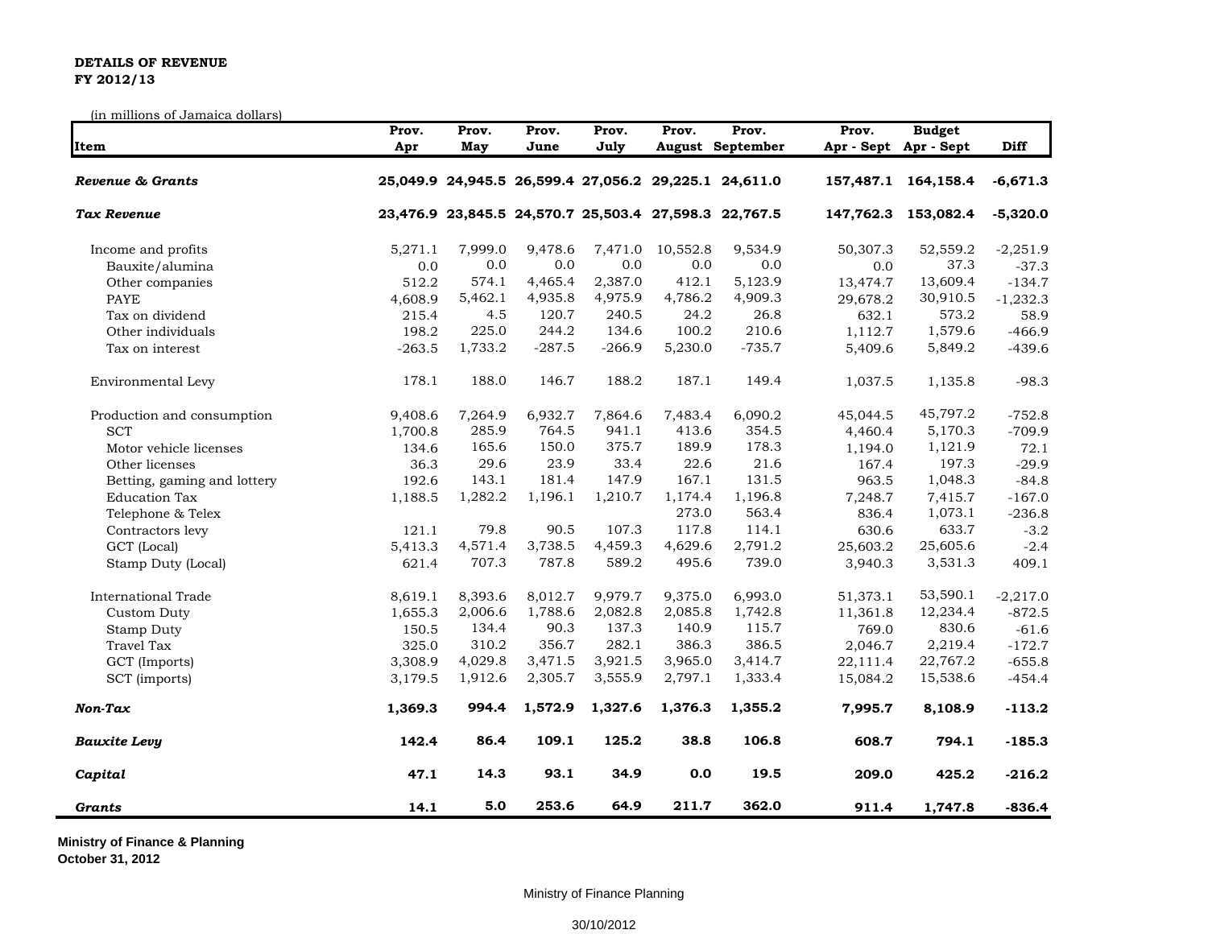**DETAILS OF REVENUE**
**FY 2012/13**

(in millions of Jamaica dollars)

| Item | Prov. Apr | Prov. May | Prov. June | Prov. July | Prov. August | Prov. September | Prov. Apr - Sept | Budget Apr - Sept | Diff |
|---|---|---|---|---|---|---|---|---|---|
| ***Revenue & Grants*** | **25,049.9** | **24,945.5** | **26,599.4** | **27,056.2** | **29,225.1** | **24,611.0** | **157,487.1** | **164,158.4** | **-6,671.3** |
| ***Tax Revenue*** | **23,476.9** | **23,845.5** | **24,570.7** | **25,503.4** | **27,598.3** | **22,767.5** | **147,762.3** | **153,082.4** | **-5,320.0** |
| Income and profits | 5,271.1 | 7,999.0 | 9,478.6 | 7,471.0 | 10,552.8 | 9,534.9 | 50,307.3 | 52,559.2 | -2,251.9 |
| Bauxite/alumina | 0.0 | 0.0 | 0.0 | 0.0 | 0.0 | 0.0 | 0.0 | 37.3 | -37.3 |
| Other companies | 512.2 | 574.1 | 4,465.4 | 2,387.0 | 412.1 | 5,123.9 | 13,474.7 | 13,609.4 | -134.7 |
| PAYE | 4,608.9 | 5,462.1 | 4,935.8 | 4,975.9 | 4,786.2 | 4,909.3 | 29,678.2 | 30,910.5 | -1,232.3 |
| Tax on dividend | 215.4 | 4.5 | 120.7 | 240.5 | 24.2 | 26.8 | 632.1 | 573.2 | 58.9 |
| Other individuals | 198.2 | 225.0 | 244.2 | 134.6 | 100.2 | 210.6 | 1,112.7 | 1,579.6 | -466.9 |
| Tax on interest | -263.5 | 1,733.2 | -287.5 | -266.9 | 5,230.0 | -735.7 | 5,409.6 | 5,849.2 | -439.6 |
| Environmental Levy | 178.1 | 188.0 | 146.7 | 188.2 | 187.1 | 149.4 | 1,037.5 | 1,135.8 | -98.3 |
| Production and consumption | 9,408.6 | 7,264.9 | 6,932.7 | 7,864.6 | 7,483.4 | 6,090.2 | 45,044.5 | 45,797.2 | -752.8 |
| SCT | 1,700.8 | 285.9 | 764.5 | 941.1 | 413.6 | 354.5 | 4,460.4 | 5,170.3 | -709.9 |
| Motor vehicle licenses | 134.6 | 165.6 | 150.0 | 375.7 | 189.9 | 178.3 | 1,194.0 | 1,121.9 | 72.1 |
| Other licenses | 36.3 | 29.6 | 23.9 | 33.4 | 22.6 | 21.6 | 167.4 | 197.3 | -29.9 |
| Betting, gaming and lottery | 192.6 | 143.1 | 181.4 | 147.9 | 167.1 | 131.5 | 963.5 | 1,048.3 | -84.8 |
| Education Tax | 1,188.5 | 1,282.2 | 1,196.1 | 1,210.7 | 1,174.4 | 1,196.8 | 7,248.7 | 7,415.7 | -167.0 |
| Telephone & Telex | | | | | 273.0 | 563.4 | 836.4 | 1,073.1 | -236.8 |
| Contractors levy | 121.1 | 79.8 | 90.5 | 107.3 | 117.8 | 114.1 | 630.6 | 633.7 | -3.2 |
| GCT (Local) | 5,413.3 | 4,571.4 | 3,738.5 | 4,459.3 | 4,629.6 | 2,791.2 | 25,603.2 | 25,605.6 | -2.4 |
| Stamp Duty (Local) | 621.4 | 707.3 | 787.8 | 589.2 | 495.6 | 739.0 | 3,940.3 | 3,531.3 | 409.1 |
| International Trade | 8,619.1 | 8,393.6 | 8,012.7 | 9,979.7 | 9,375.0 | 6,993.0 | 51,373.1 | 53,590.1 | -2,217.0 |
| Custom Duty | 1,655.3 | 2,006.6 | 1,788.6 | 2,082.8 | 2,085.8 | 1,742.8 | 11,361.8 | 12,234.4 | -872.5 |
| Stamp Duty | 150.5 | 134.4 | 90.3 | 137.3 | 140.9 | 115.7 | 769.0 | 830.6 | -61.6 |
| Travel Tax | 325.0 | 310.2 | 356.7 | 282.1 | 386.3 | 386.5 | 2,046.7 | 2,219.4 | -172.7 |
| GCT (Imports) | 3,308.9 | 4,029.8 | 3,471.5 | 3,921.5 | 3,965.0 | 3,414.7 | 22,111.4 | 22,767.2 | -655.8 |
| SCT (imports) | 3,179.5 | 1,912.6 | 2,305.7 | 3,555.9 | 2,797.1 | 1,333.4 | 15,084.2 | 15,538.6 | -454.4 |
| ***Non-Tax*** | **1,369.3** | **994.4** | **1,572.9** | **1,327.6** | **1,376.3** | **1,355.2** | **7,995.7** | **8,108.9** | **-113.2** |
| ***Bauxite Levy*** | **142.4** | **86.4** | **109.1** | **125.2** | **38.8** | **106.8** | **608.7** | **794.1** | **-185.3** |
| ***Capital*** | **47.1** | **14.3** | **93.1** | **34.9** | **0.0** | **19.5** | **209.0** | **425.2** | **-216.2** |
| ***Grants*** | **14.1** | **5.0** | **253.6** | **64.9** | **211.7** | **362.0** | **911.4** | **1,747.8** | **-836.4** |

**Ministry of Finance & Planning**
**October 31, 2012**

Ministry of Finance Planning

30/10/2012